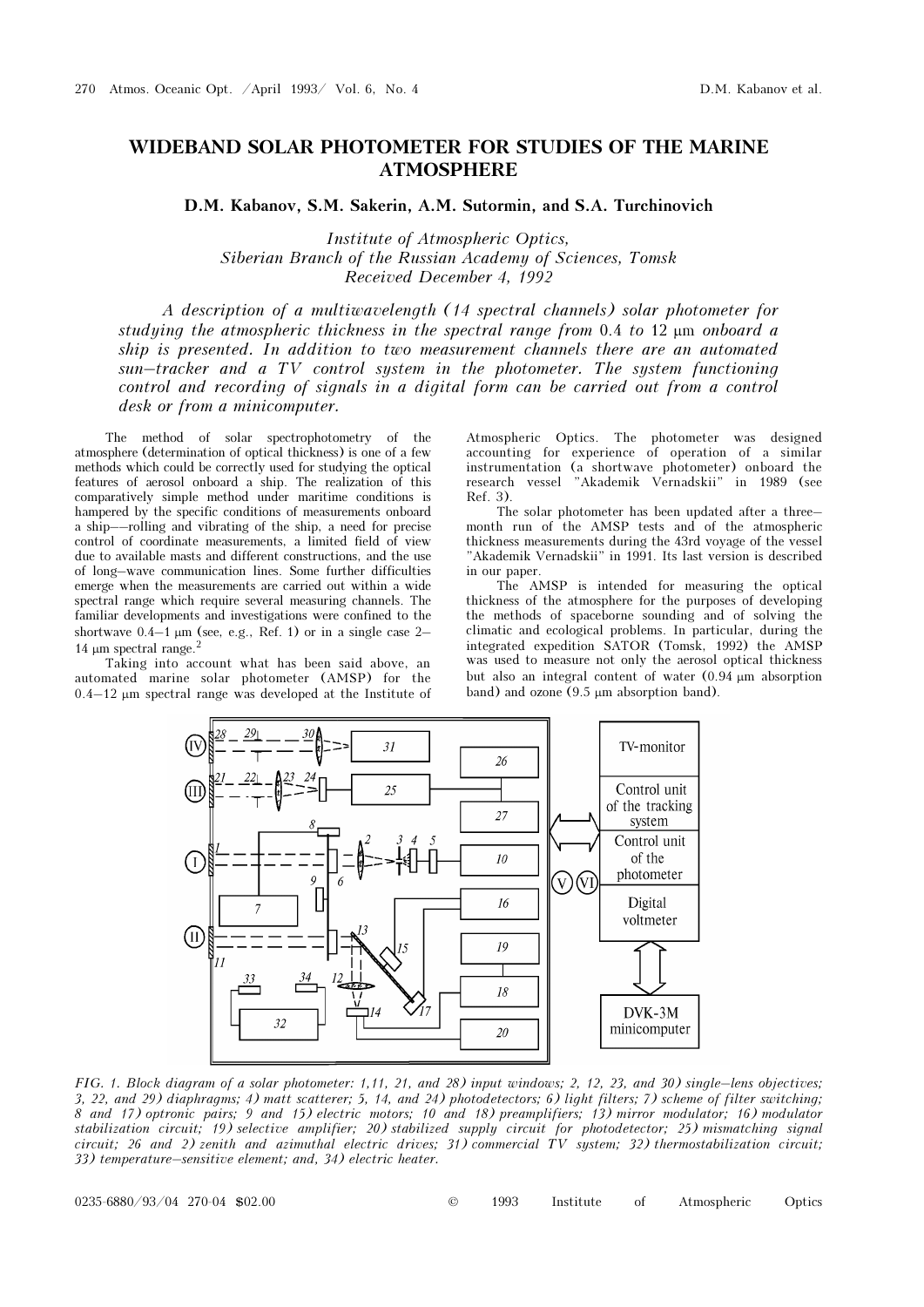# WIDEBAND SOLAR PHOTOMETER FOR STUDIES OF THE MARINE ATMOSPHERE

**D.M. Kabanov, S.M. Sakerin, A.M. Sutormin, and S.A. Turchinovich**

*Institute of Atmospheric Optics,*
*Siberian Branch of the Russian Academy of Sciences, Tomsk*
*Received December 4, 1992*

*A description of a multiwavelength (14 spectral channels) solar photometer for studying the atmospheric thickness in the spectral range from 0.4 to 12 μm onboard a ship is presented. In addition to two measurement channels there are an automated sun–tracker and a TV control system in the photometer. The system functioning control and recording of signals in a digital form can be carried out from a control desk or from a minicomputer.*

The method of solar spectrophotometry of the atmosphere (determination of optical thickness) is one of a few methods which could be correctly used for studying the optical features of aerosol onboard a ship. The realization of this comparatively simple method under maritime conditions is hampered by the specific conditions of measurements onboard a ship––rolling and vibrating of the ship, a need for precise control of coordinate measurements, a limited field of view due to available masts and different constructions, and the use of long–wave communication lines. Some further difficulties emerge when the measurements are carried out within a wide spectral range which require several measuring channels. The familiar developments and investigations were confined to the shortwave 0.4–1 μm (see, e.g., Ref. 1) or in a single case 2–14 μm spectral range.[2]

Taking into account what has been said above, an automated marine solar photometer (AMSP) for the 0.4–12 μm spectral range was developed at the Institute of Atmospheric Optics. The photometer was designed accounting for experience of operation of a similar instrumentation (a shortwave photometer) onboard the research vessel "Akademik Vernadskii" in 1989 (see Ref. 3).

The solar photometer has been updated after a three–month run of the AMSP tests and of the atmospheric thickness measurements during the 43rd voyage of the vessel "Akademik Vernadskii" in 1991. Its last version is described in our paper.

The AMSP is intended for measuring the optical thickness of the atmosphere for the purposes of developing the methods of spaceborne sounding and of solving the climatic and ecological problems. In particular, during the integrated expedition SATOR (Tomsk, 1992) the AMSP was used to measure not only the aerosol optical thickness but also an integral content of water (0.94 μm absorption band) and ozone (9.5 μm absorption band).

IV
28 29 30
31
26
III
21 22 23 24
25
27
8
I
1
2
3 4 5
10
9 6
7
16
II
11
13
15
19
33 34 12
14
17
18
32
20
TV-monitor
Control unit of the tracking system
Control unit of the photometer
V VI
Digital voltmeter
DVK-3M minicomputer

*FIG. 1. Block diagram of a solar photometer: 1,11, 21, and 28) input windows; 2, 12, 23, and 30) single–lens objectives; 3, 22, and 29) diaphragms; 4) matt scatterer; 5, 14, and 24) photodetectors; 6) light filters; 7) scheme of filter switching; 8 and 17) optronic pairs; 9 and 15) electric motors; 10 and 18) preamplifiers; 13) mirror modulator; 16) modulator stabilization circuit; 19) selective amplifier; 20) stabilized supply circuit for photodetector; 25) mismatching signal circuit; 26 and 2) zenith and azimuthal electric drives; 31) commercial TV system; 32) thermostabilization circuit; 33) temperature–sensitive element; and, 34) electric heater.*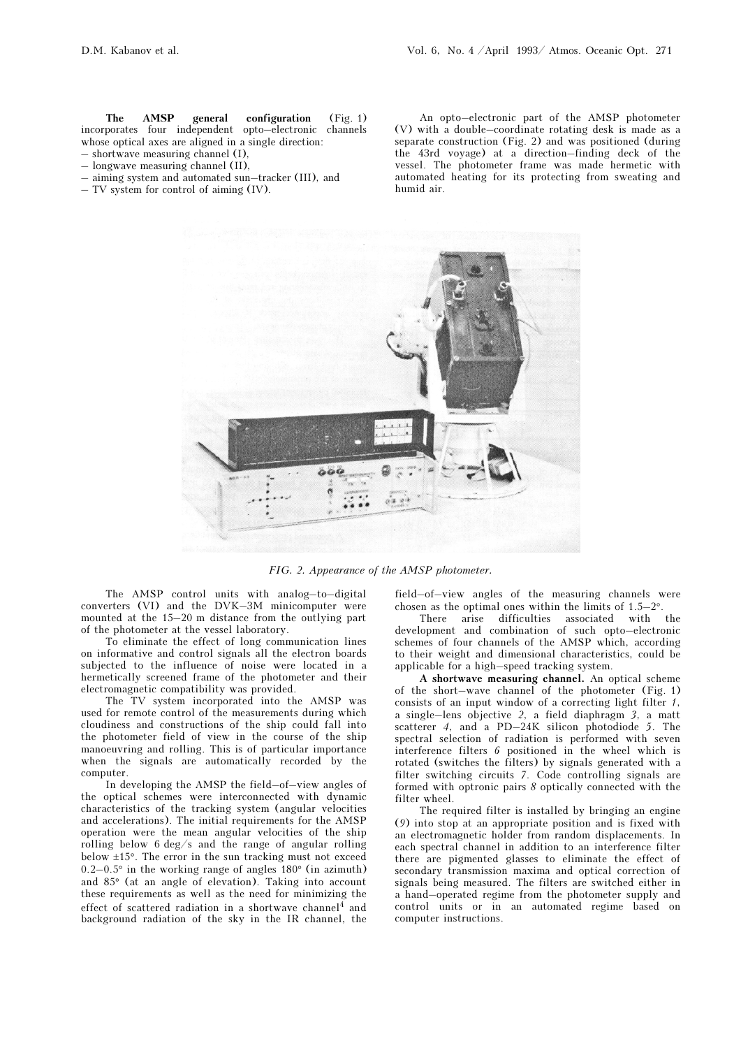**The AMSP general configuration** (Fig. 1) incorporates four independent opto–electronic channels whose optical axes are aligned in a single direction:

– shortwave measuring channel (I),
– longwave measuring channel (II),
– aiming system and automated sun–tracker (III), and
– TV system for control of aiming (IV).

An opto–electronic part of the AMSP photometer (V) with a double–coordinate rotating desk is made as a separate construction (Fig. 2) and was positioned (during the 43rd voyage) at a direction–finding deck of the vessel. The photometer frame was made hermetic with automated heating for its protecting from sweating and humid air.

*FIG. 2. Appearance of the AMSP photometer.*

The AMSP control units with analog–to–digital converters (VI) and the DVK–3M minicomputer were mounted at the 15–20 m distance from the outlying part of the photometer at the vessel laboratory.

To eliminate the effect of long communication lines on informative and control signals all the electron boards subjected to the influence of noise were located in a hermetically screened frame of the photometer and their electromagnetic compatibility was provided.

The TV system incorporated into the AMSP was used for remote control of the measurements during which cloudiness and constructions of the ship could fall into the photometer field of view in the course of the ship manoeuvring and rolling. This is of particular importance when the signals are automatically recorded by the computer.

In developing the AMSP the field–of–view angles of the optical schemes were interconnected with dynamic characteristics of the tracking system (angular velocities and accelerations). The initial requirements for the AMSP operation were the mean angular velocities of the ship rolling below 6 deg/s and the range of angular rolling below ±15°. The error in the sun tracking must not exceed 0.2–0.5° in the working range of angles 180° (in azimuth) and 85° (at an angle of elevation). Taking into account these requirements as well as the need for minimizing the effect of scattered radiation in a shortwave channel[4] and background radiation of the sky in the IR channel, the field–of–view angles of the measuring channels were chosen as the optimal ones within the limits of 1.5–2°.

There arise difficulties associated with the development and combination of such opto–electronic schemes of four channels of the AMSP which, according to their weight and dimensional characteristics, could be applicable for a high–speed tracking system.

**A shortwave measuring channel.** An optical scheme of the short–wave channel of the photometer (Fig. 1) consists of an input window of a correcting light filter *1*, a single–lens objective *2*, a field diaphragm *3*, a matt scatterer *4*, and a PD–24K silicon photodiode *5*. The spectral selection of radiation is performed with seven interference filters *6* positioned in the wheel which is rotated (switches the filters) by signals generated with a filter switching circuits *7*. Code controlling signals are formed with optronic pairs *8* optically connected with the filter wheel.

The required filter is installed by bringing an engine (*9*) into stop at an appropriate position and is fixed with an electromagnetic holder from random displacements. In each spectral channel in addition to an interference filter there are pigmented glasses to eliminate the effect of secondary transmission maxima and optical correction of signals being measured. The filters are switched either in a hand–operated regime from the photometer supply and control units or in an automated regime based on computer instructions.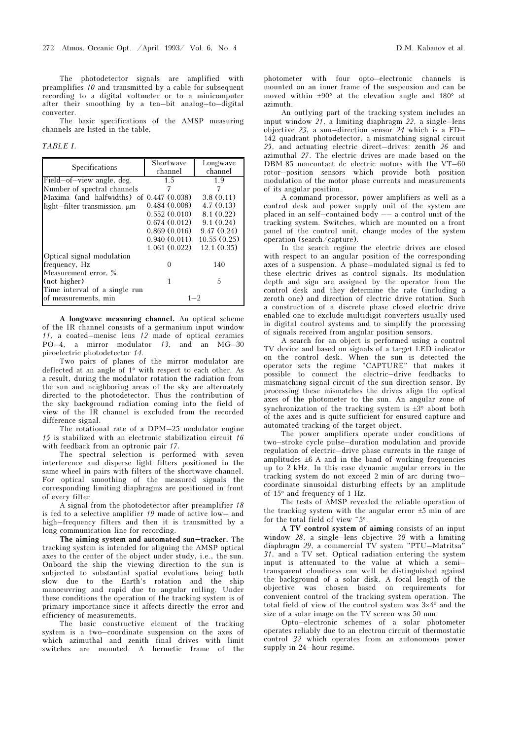The photodetector signals are amplified with preamplifies *10* and transmitted by a cable for subsequent recording to a digital voltmeter or to a minicomputer after their smoothing by a ten–bit analog–to–digital converter.

The basic specifications of the AMSP measuring channels are listed in the table.

*TABLE I.*

| Specifications | Shortwave channel | Longwave channel |
|---|---|---|
| Field–of–view angle, deg. | 1.5 | 1.9 |
| Number of spectral channels | 7 | 7 |
| Maxima (and halfwidths) of light–filter transmission, μm | 0.447 (0.038) | 3.8 (0.11) |
| | 0.484 (0.008) | 4.7 (0.13) |
| | 0.552 (0.010) | 8.1 (0.22) |
| | 0.674 (0.012) | 9.1 (0.24) |
| | 0,869 (0.016) | 9.47 (0.24) |
| | 0.940 (0.011) | 10.55 (0.25) |
| | 1.061 (0.022) | 12.1 (0.35) |
| Optical signal modulation frequency, Hz | 0 | 140 |
| Measurement error, % (not higher) | 1 | 5 |
| Time interval of a single run of measurements, min | 1–2 | |

**A longwave measuring channel.** An optical scheme of the IR channel consists of a germanium input window *11*, a coated–menisc lens *12* made of optical ceramics PO–4, a mirror modulator *13*, and an MG–30 piroelectric photodetector *14*.

Two pairs of planes of the mirror modulator are deflected at an angle of 1° with respect to each other. As a result, during the modulator rotation the radiation from the sun and neighboring areas of the sky are alternately directed to the photodetector. Thus the contribution of the sky background radiation coming into the field of view of the IR channel is excluded from the recorded difference signal.

The rotational rate of a DPM–25 modulator engine *15* is stabilized with an electronic stabilization circuit *16* with feedback from an optronic pair *17*.

The spectral selection is performed with seven interference and disperse light filters positioned in the same wheel in pairs with filters of the shortwave channel. For optical smoothing of the measured signals the corresponding limiting diaphragms are positioned in front of every filter.

A signal from the photodetector after preamplifier *18* is fed to a selective amplifier *19* made of active low– and high–frequency filters and then it is transmitted by a long communication line for recording.

**The aiming system and automated sun–tracker.** The tracking system is intended for aligning the AMSP optical axes to the center of the object under study, i.e., the sun. Onboard the ship the viewing direction to the sun is subjected to substantial spatial evolutions being both slow due to the Earth's rotation and the ship manoeuvring and rapid due to angular rolling. Under these conditions the operation of the tracking system is of primary importance since it affects directly the error and efficiency of measurements.

The basic constructive element of the tracking system is a two–coordinate suspension on the axes of which azimuthal and zenith final drives with limit switches are mounted. A hermetic frame of the photometer with four opto–electronic channels is mounted on an inner frame of the suspension and can be moved within ±90° at the elevation angle and 180° at azimuth.

An outlying part of the tracking system includes an input window *21*, a limiting diaphragm *22*, a single–lens objective *23*, a sun–direction sensor *24* which is a FD–142 quadrant photodetector, a mismatching signal circuit *25*, and actuating electric direct–drives: zenith *26* and azimuthal *27*. The electric drives are made based on the DBM 85 noncontact dc electric motors with the VT–60 rotor–position sensors which provide both position modulation of the motor phase currents and measurements of its angular position.

A command processor, power amplifiers as well as a control desk and power supply unit of the system are placed in an self–contained body –– a control unit of the tracking system. Switches, which are mounted on a front panel of the control unit, change modes of the system operation (search/capture).

In the search regime the electric drives are closed with respect to an angular position of the corresponding axes of a suspension. A phase–modulated signal is fed to these electric drives as control signals. Its modulation depth and sign are assigned by the operator from the control desk and they determine the rate (including a zeroth one) and direction of electric drive rotation. Such a construction of a discrete phase closed electric drive enabled one to exclude multidigit converters usually used in digital control systems and to simplify the processing of signals received from angular position sensors.

A search for an object is performed using a control TV device and based on signals of a target LED indicator on the control desk. When the sun is detected the operator sets the regime "CAPTURE" that makes it possible to connect the electric–drive feedbacks to mismatching signal circuit of the sun direction sensor. By processing these mismatches the drives align the optical axes of the photometer to the sun. An angular zone of synchronization of the tracking system is ±3° about both of the axes and is quite sufficient for ensured capture and automated tracking of the target object.

The power amplifiers operate under conditions of two–stroke cycle pulse–duration modulation and provide regulation of electric–drive phase currents in the range of amplitudes ±6 A and in the band of working frequencies up to 2 kHz. In this case dynamic angular errors in the tracking system do not exceed 2 min of arc during two–coordinate sinusoidal disturbing effects by an amplitude of 15° and frequency of 1 Hz.

The tests of AMSP revealed the reliable operation of the tracking system with the angular error ±5 min of arc for the total field of view ~5°.

**A TV control system of aiming** consists of an input window *28*, a single–lens objective *30* with a limiting diaphragm *29*, a commercial TV system "PTU–Matritsa" *31*, and a TV set. Optical radiation entering the system input is attenuated to the value at which a semi–transparent cloudiness can well be distinguished against the background of a solar disk. A focal length of the objective was chosen based on requirements for convenient control of the tracking system operation. The total field of view of the control system was 3×4° and the size of a solar image on the TV screen was 50 mm.

Opto–electronic schemes of a solar photometer operates reliably due to an electron circuit of thermostatic control *32* which operates from an autonomous power supply in 24–hour regime.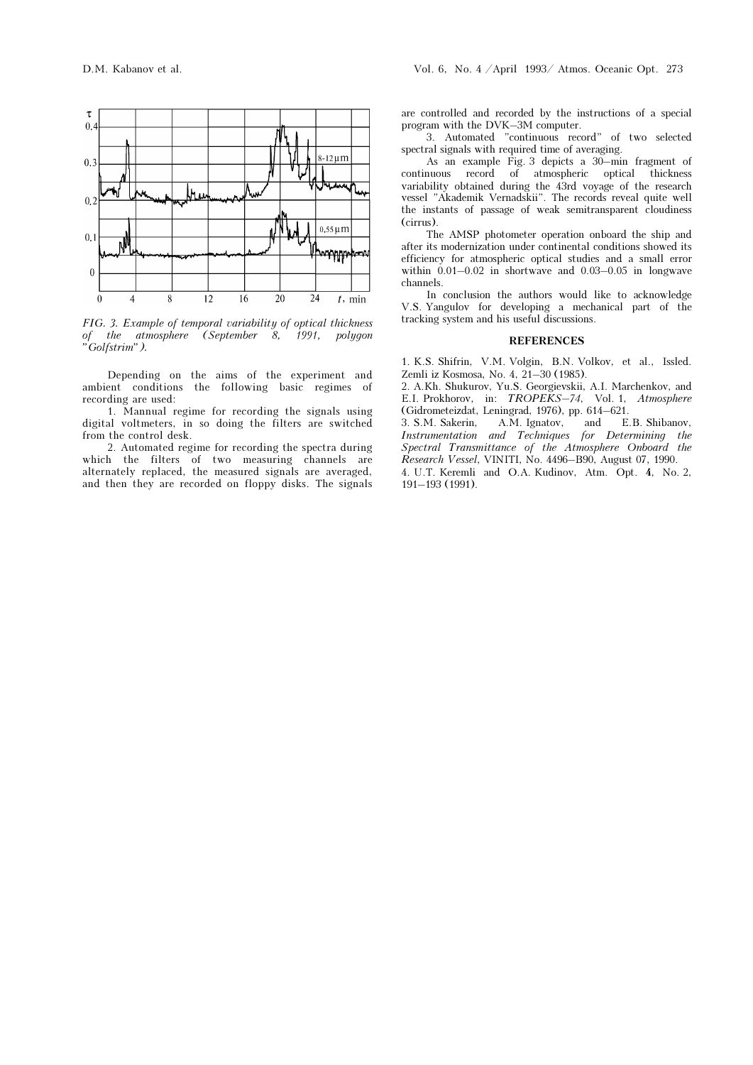τ

0.4

0.3

0.2

0.1

0

8-12 μm

0,55 μm

0 4 8 12 16 20 24 *t*, min

*FIG. 3. Example of temporal variability of optical thickness of the atmosphere (September 8, 1991, polygon "Golfstrim").*

Depending on the aims of the experiment and ambient conditions the following basic regimes of recording are used:

1. Mannual regime for recording the signals using digital voltmeters, in so doing the filters are switched from the control desk.

2. Automated regime for recording the spectra during which the filters of two measuring channels are alternately replaced, the measured signals are averaged, and then they are recorded on floppy disks. The signals are controlled and recorded by the instructions of a special program with the DVK–3M computer.

3. Automated "continuous record" of two selected spectral signals with required time of averaging.

As an example Fig. 3 depicts a 30–min fragment of continuous record of atmospheric optical thickness variability obtained during the 43rd voyage of the research vessel "Akademik Vernadskii". The records reveal quite well the instants of passage of weak semitransparent cloudiness (cirrus).

The AMSP photometer operation onboard the ship and after its modernization under continental conditions showed its efficiency for atmospheric optical studies and a small error within 0.01–0.02 in shortwave and 0.03–0.05 in longwave channels.

In conclusion the authors would like to acknowledge V.S. Yangulov for developing a mechanical part of the tracking system and his useful discussions.

## REFERENCES

1. K.S. Shifrin, V.M. Volgin, B.N. Volkov, et al., Issled. Zemli iz Kosmosa, No. 4, 21–30 (1985).
2. A.Kh. Shukurov, Yu.S. Georgievskii, A.I. Marchenkov, and E.I. Prokhorov, in: *TROPEKS–74*, Vol. 1, *Atmosphere* (Gidrometeizdat, Leningrad, 1976), pp. 614–621.
3. S.M. Sakerin, A.M. Ignatov, and E.B. Shibanov, *Instrumentation and Techniques for Determining the Spectral Transmittance of the Atmosphere Onboard the Research Vessel*, VINITI, No. 4496–B90, August 07, 1990.
4. U.T. Keremli and O.A. Kudinov, Atm. Opt. **4**, No. 2, 191–193 (1991).